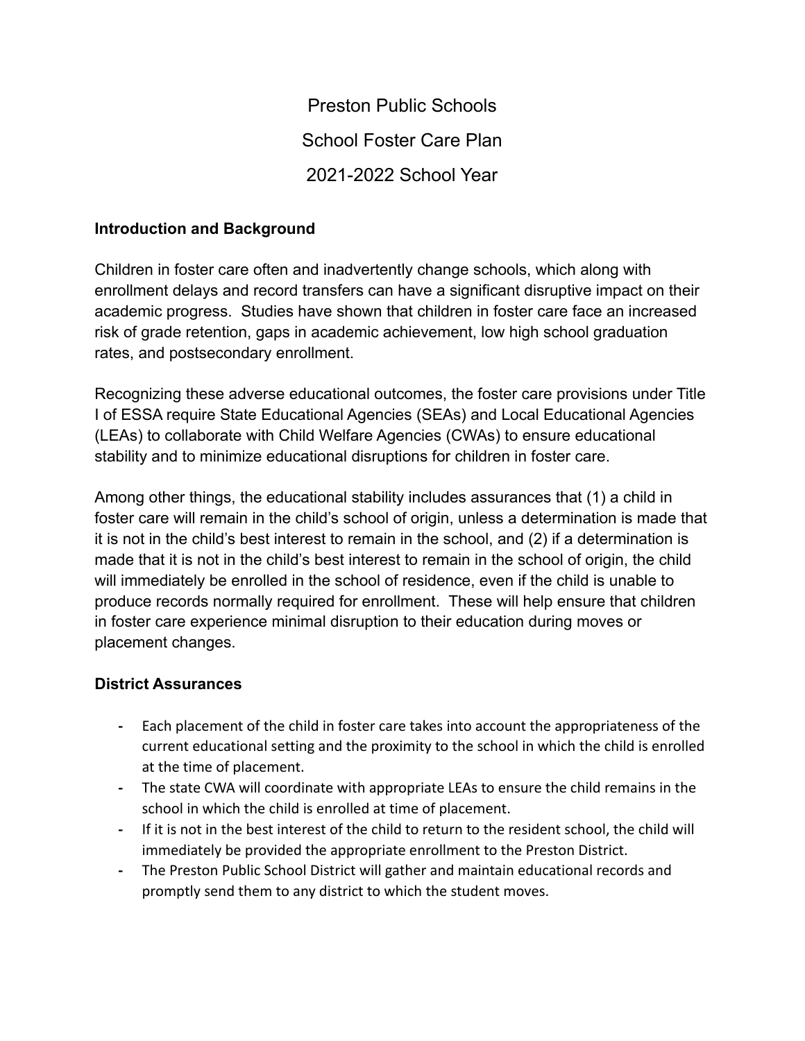# Preston Public Schools

# School Foster Care Plan

# 2021-2022 School Year

## Introduction and Background

Children in foster care often and inadvertently change schools, which along with enrollment delays and record transfers can have a significant disruptive impact on their academic progress. Studies have shown that children in foster care face an increased risk of grade retention, gaps in academic achievement, low high school graduation rates, and postsecondary enrollment.

Recognizing these adverse educational outcomes, the foster care provisions under Title I of ESSA require State Educational Agencies (SEAs) and Local Educational Agencies (LEAs) to collaborate with Child Welfare Agencies (CWAs) to ensure educational stability and to minimize educational disruptions for children in foster care.

Among other things, the educational stability includes assurances that (1) a child in foster care will remain in the child's school of origin, unless a determination is made that it is not in the child's best interest to remain in the school, and (2) if a determination is made that it is not in the child's best interest to remain in the school of origin, the child will immediately be enrolled in the school of residence, even if the child is unable to produce records normally required for enrollment. These will help ensure that children in foster care experience minimal disruption to their education during moves or placement changes.

## District Assurances

- Each placement of the child in foster care takes into account the appropriateness of the current educational setting and the proximity to the school in which the child is enrolled at the time of placement.
- The state CWA will coordinate with appropriate LEAs to ensure the child remains in the school in which the child is enrolled at time of placement.
- If it is not in the best interest of the child to return to the resident school, the child will immediately be provided the appropriate enrollment to the Preston District.
- The Preston Public School District will gather and maintain educational records and promptly send them to any district to which the student moves.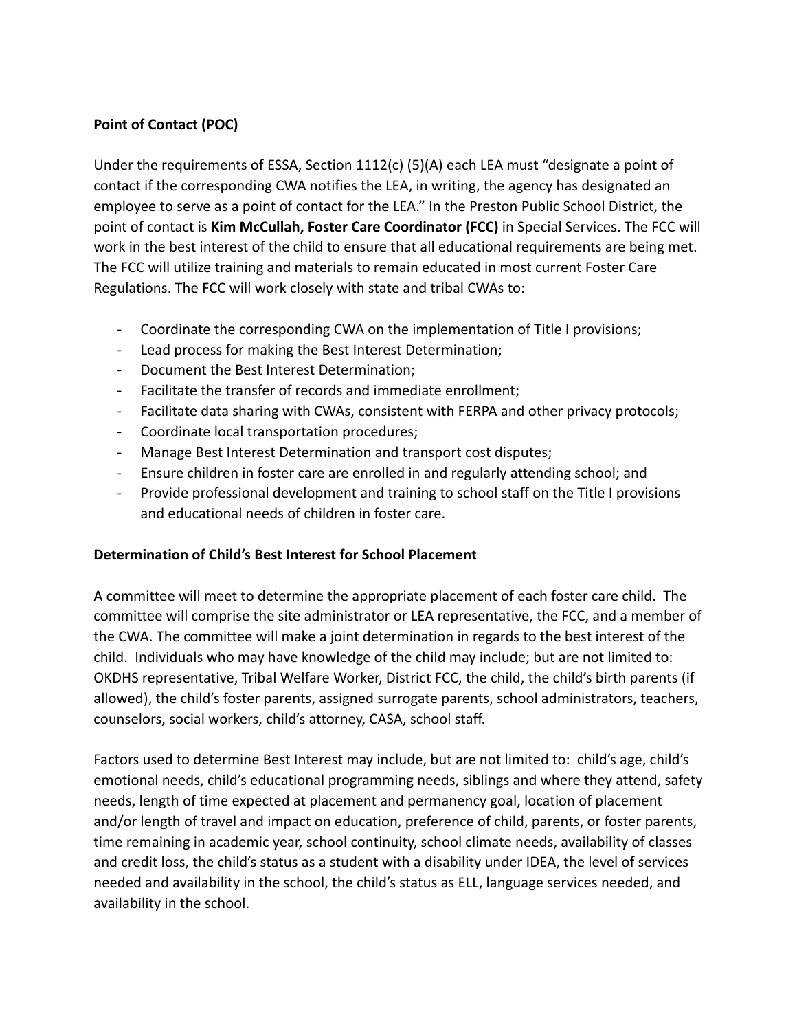**Point of Contact (POC)**

Under the requirements of ESSA, Section 1112(c) (5)(A) each LEA must "designate a point of contact if the corresponding CWA notifies the LEA, in writing, the agency has designated an employee to serve as a point of contact for the LEA." In the Preston Public School District, the point of contact is **Kim McCullah, Foster Care Coordinator (FCC)** in Special Services. The FCC will work in the best interest of the child to ensure that all educational requirements are being met. The FCC will utilize training and materials to remain educated in most current Foster Care Regulations. The FCC will work closely with state and tribal CWAs to:

- Coordinate the corresponding CWA on the implementation of Title I provisions;
- Lead process for making the Best Interest Determination;
- Document the Best Interest Determination;
- Facilitate the transfer of records and immediate enrollment;
- Facilitate data sharing with CWAs, consistent with FERPA and other privacy protocols;
- Coordinate local transportation procedures;
- Manage Best Interest Determination and transport cost disputes;
- Ensure children in foster care are enrolled in and regularly attending school; and
- Provide professional development and training to school staff on the Title I provisions and educational needs of children in foster care.

**Determination of Child's Best Interest for School Placement**

A committee will meet to determine the appropriate placement of each foster care child. The committee will comprise the site administrator or LEA representative, the FCC, and a member of the CWA. The committee will make a joint determination in regards to the best interest of the child. Individuals who may have knowledge of the child may include; but are not limited to: OKDHS representative, Tribal Welfare Worker, District FCC, the child, the child's birth parents (if allowed), the child's foster parents, assigned surrogate parents, school administrators, teachers, counselors, social workers, child's attorney, CASA, school staff.

Factors used to determine Best Interest may include, but are not limited to: child's age, child's emotional needs, child's educational programming needs, siblings and where they attend, safety needs, length of time expected at placement and permanency goal, location of placement and/or length of travel and impact on education, preference of child, parents, or foster parents, time remaining in academic year, school continuity, school climate needs, availability of classes and credit loss, the child's status as a student with a disability under IDEA, the level of services needed and availability in the school, the child's status as ELL, language services needed, and availability in the school.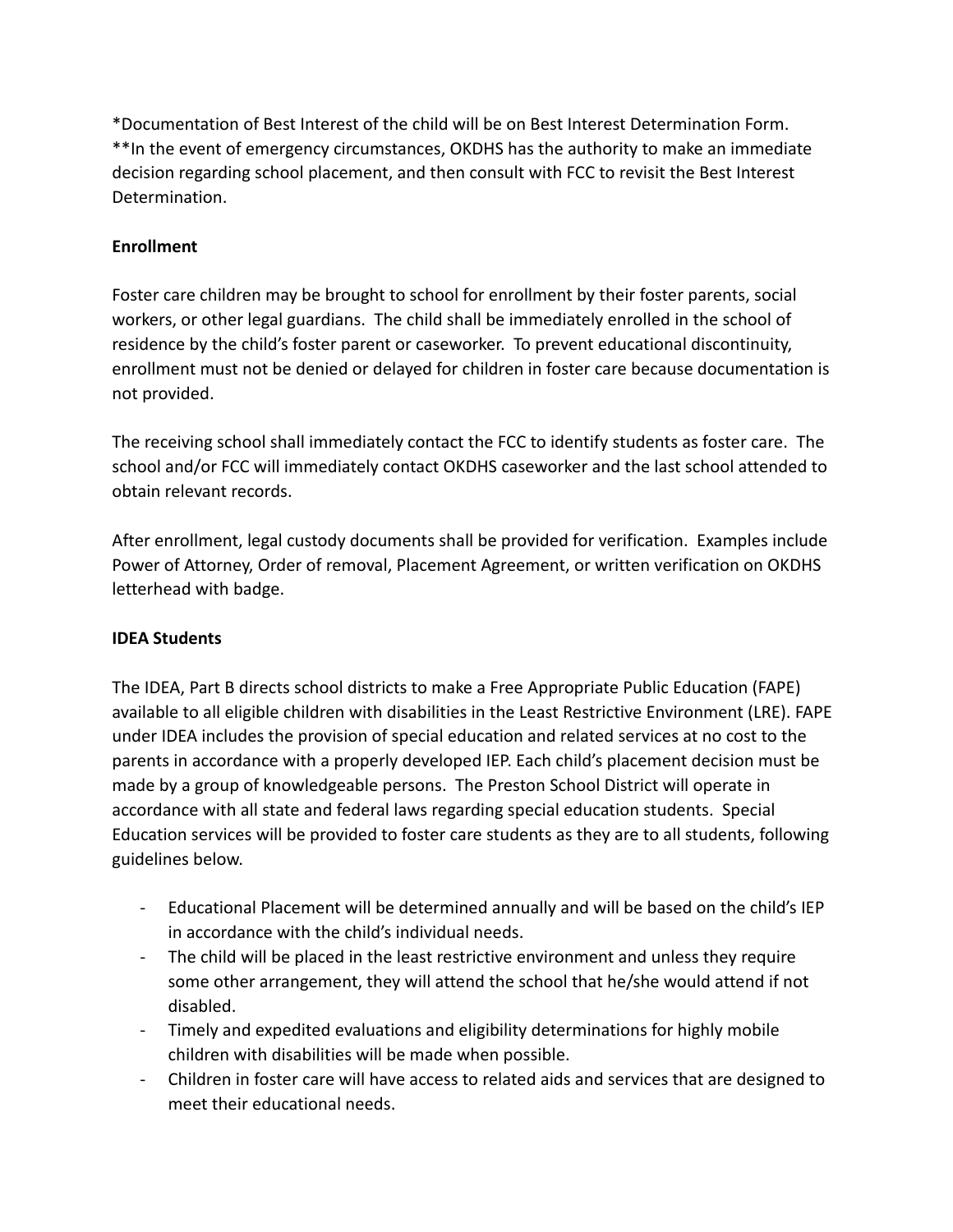*Documentation of Best Interest of the child will be on Best Interest Determination Form.
**In the event of emergency circumstances, OKDHS has the authority to make an immediate decision regarding school placement, and then consult with FCC to revisit the Best Interest Determination.

**Enrollment**

Foster care children may be brought to school for enrollment by their foster parents, social workers, or other legal guardians. The child shall be immediately enrolled in the school of residence by the child's foster parent or caseworker. To prevent educational discontinuity, enrollment must not be denied or delayed for children in foster care because documentation is not provided.

The receiving school shall immediately contact the FCC to identify students as foster care. The school and/or FCC will immediately contact OKDHS caseworker and the last school attended to obtain relevant records.

After enrollment, legal custody documents shall be provided for verification. Examples include Power of Attorney, Order of removal, Placement Agreement, or written verification on OKDHS letterhead with badge.

**IDEA Students**

The IDEA, Part B directs school districts to make a Free Appropriate Public Education (FAPE) available to all eligible children with disabilities in the Least Restrictive Environment (LRE). FAPE under IDEA includes the provision of special education and related services at no cost to the parents in accordance with a properly developed IEP. Each child's placement decision must be made by a group of knowledgeable persons. The Preston School District will operate in accordance with all state and federal laws regarding special education students. Special Education services will be provided to foster care students as they are to all students, following guidelines below.

- Educational Placement will be determined annually and will be based on the child's IEP in accordance with the child's individual needs.
- The child will be placed in the least restrictive environment and unless they require some other arrangement, they will attend the school that he/she would attend if not disabled.
- Timely and expedited evaluations and eligibility determinations for highly mobile children with disabilities will be made when possible.
- Children in foster care will have access to related aids and services that are designed to meet their educational needs.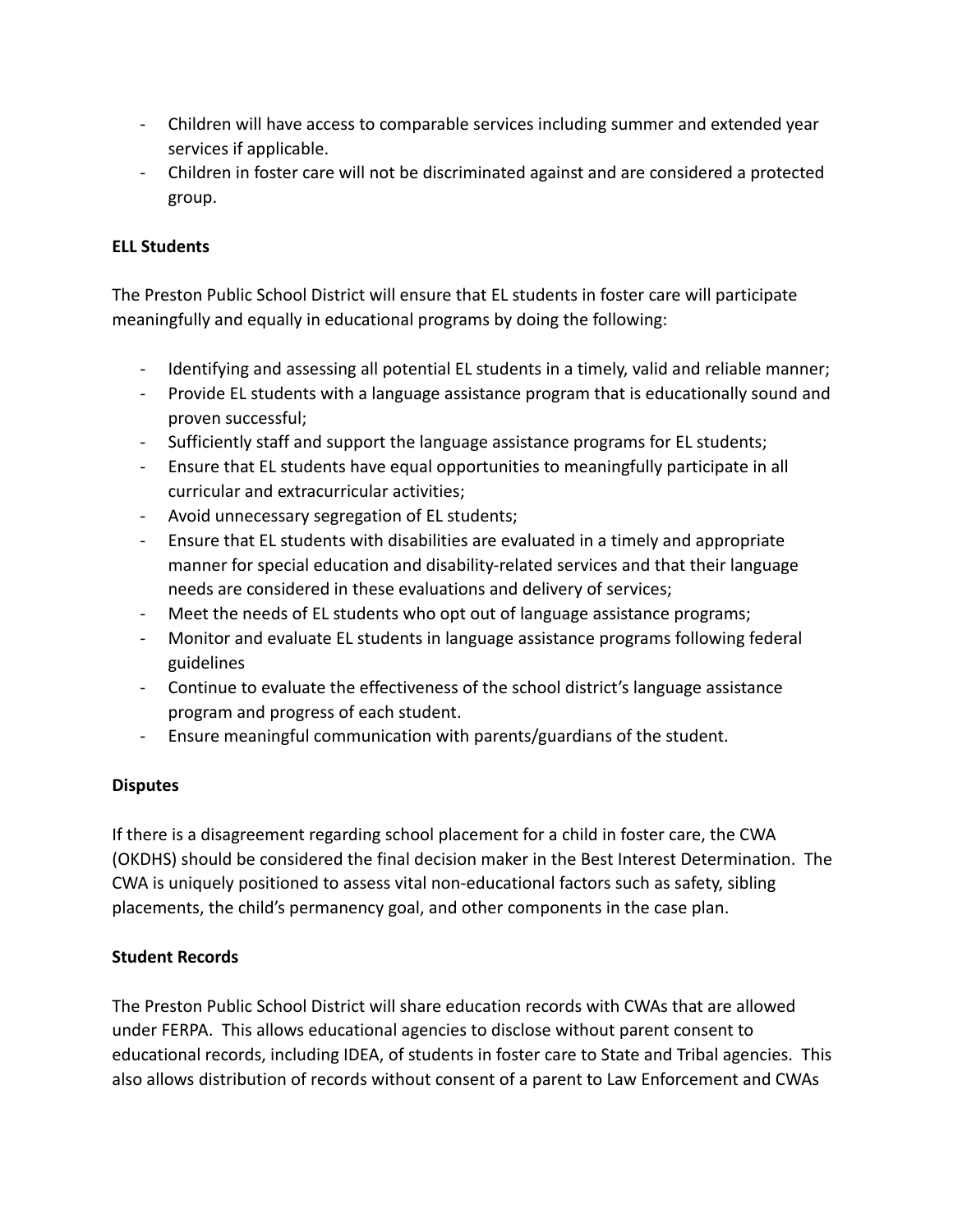- Children will have access to comparable services including summer and extended year services if applicable.
- Children in foster care will not be discriminated against and are considered a protected group.

**ELL Students**

The Preston Public School District will ensure that EL students in foster care will participate meaningfully and equally in educational programs by doing the following:

- Identifying and assessing all potential EL students in a timely, valid and reliable manner;
- Provide EL students with a language assistance program that is educationally sound and proven successful;
- Sufficiently staff and support the language assistance programs for EL students;
- Ensure that EL students have equal opportunities to meaningfully participate in all curricular and extracurricular activities;
- Avoid unnecessary segregation of EL students;
- Ensure that EL students with disabilities are evaluated in a timely and appropriate manner for special education and disability-related services and that their language needs are considered in these evaluations and delivery of services;
- Meet the needs of EL students who opt out of language assistance programs;
- Monitor and evaluate EL students in language assistance programs following federal guidelines
- Continue to evaluate the effectiveness of the school district's language assistance program and progress of each student.
- Ensure meaningful communication with parents/guardians of the student.

**Disputes**

If there is a disagreement regarding school placement for a child in foster care, the CWA (OKDHS) should be considered the final decision maker in the Best Interest Determination. The CWA is uniquely positioned to assess vital non-educational factors such as safety, sibling placements, the child's permanency goal, and other components in the case plan.

**Student Records**

The Preston Public School District will share education records with CWAs that are allowed under FERPA. This allows educational agencies to disclose without parent consent to educational records, including IDEA, of students in foster care to State and Tribal agencies. This also allows distribution of records without consent of a parent to Law Enforcement and CWAs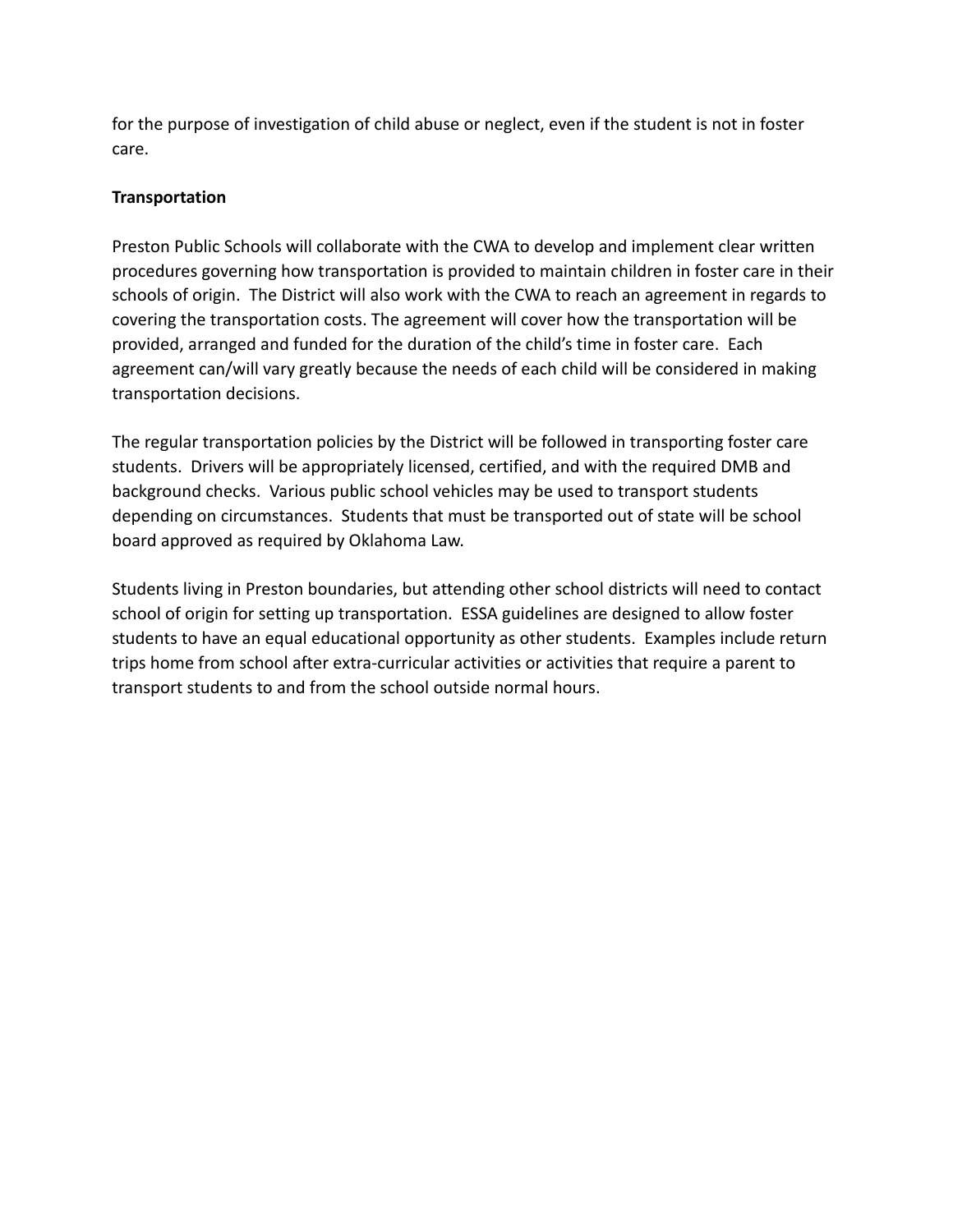for the purpose of investigation of child abuse or neglect, even if the student is not in foster care.

**Transportation**

Preston Public Schools will collaborate with the CWA to develop and implement clear written procedures governing how transportation is provided to maintain children in foster care in their schools of origin. The District will also work with the CWA to reach an agreement in regards to covering the transportation costs. The agreement will cover how the transportation will be provided, arranged and funded for the duration of the child's time in foster care. Each agreement can/will vary greatly because the needs of each child will be considered in making transportation decisions.

The regular transportation policies by the District will be followed in transporting foster care students. Drivers will be appropriately licensed, certified, and with the required DMB and background checks. Various public school vehicles may be used to transport students depending on circumstances. Students that must be transported out of state will be school board approved as required by Oklahoma Law.

Students living in Preston boundaries, but attending other school districts will need to contact school of origin for setting up transportation. ESSA guidelines are designed to allow foster students to have an equal educational opportunity as other students. Examples include return trips home from school after extra-curricular activities or activities that require a parent to transport students to and from the school outside normal hours.